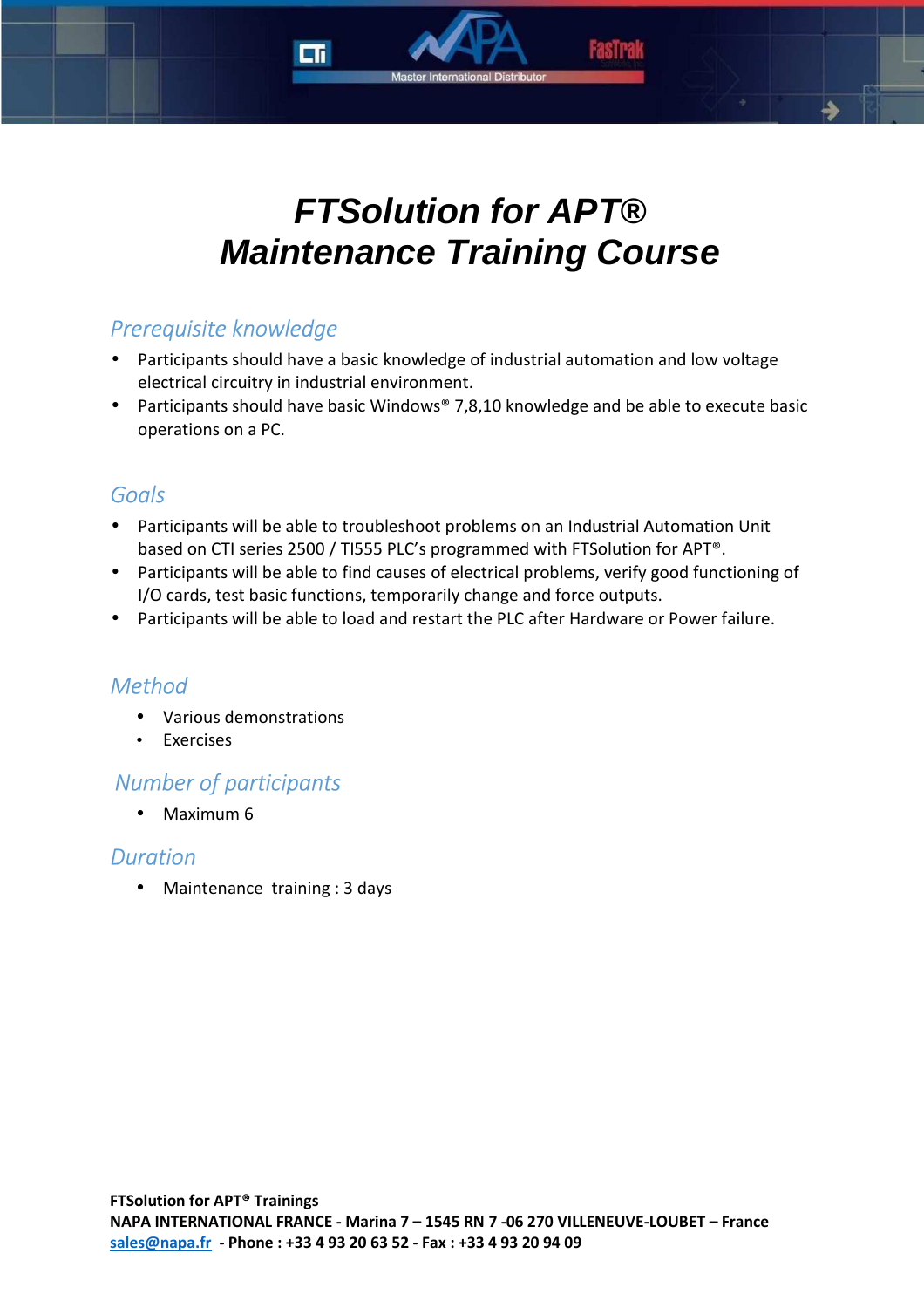# *FTSolution for APT®*
# *Maintenance Training Course*

## *Prerequisite knowledge*

- Participants should have a basic knowledge of industrial automation and low voltage electrical circuitry in industrial environment.
- Participants should have basic Windows® 7,8,10 knowledge and be able to execute basic operations on a PC.

## *Goals*

- Participants will be able to troubleshoot problems on an Industrial Automation Unit based on CTI series 2500 / TI555 PLC's programmed with FTSolution for APT®.
- Participants will be able to find causes of electrical problems, verify good functioning of I/O cards, test basic functions, temporarily change and force outputs.
- Participants will be able to load and restart the PLC after Hardware or Power failure.

## *Method*

- Various demonstrations
- Exercises

## *Number of participants*

- Maximum 6

## *Duration*

- Maintenance training : 3 days

**FTSolution for APT® Trainings**
**NAPA INTERNATIONAL FRANCE - Marina 7 – 1545 RN 7 -06 270 VILLENEUVE-LOUBET – France**
**sales@napa.fr - Phone : +33 4 93 20 63 52 - Fax : +33 4 93 20 94 09**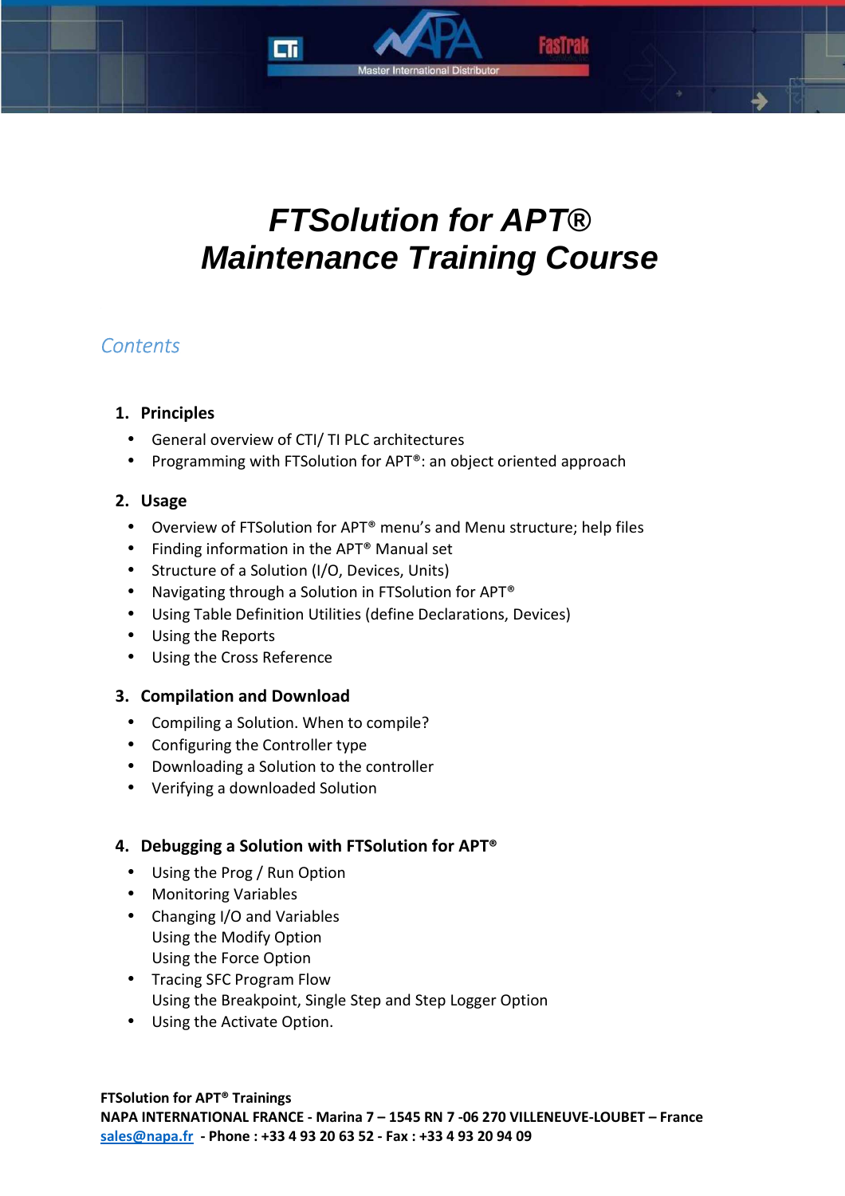# FTSolution for APT®
# Maintenance Training Course

## Contents

### 1. Principles

- General overview of CTI/ TI PLC architectures
- Programming with FTSolution for APT®: an object oriented approach

### 2. Usage

- Overview of FTSolution for APT® menu's and Menu structure; help files
- Finding information in the APT® Manual set
- Structure of a Solution (I/O, Devices, Units)
- Navigating through a Solution in FTSolution for APT®
- Using Table Definition Utilities (define Declarations, Devices)
- Using the Reports
- Using the Cross Reference

### 3. Compilation and Download

- Compiling a Solution. When to compile?
- Configuring the Controller type
- Downloading a Solution to the controller
- Verifying a downloaded Solution

### 4. Debugging a Solution with FTSolution for APT®

- Using the Prog / Run Option
- Monitoring Variables
- Changing I/O and Variables
  Using the Modify Option
  Using the Force Option
- Tracing SFC Program Flow
  Using the Breakpoint, Single Step and Step Logger Option
- Using the Activate Option.

**FTSolution for APT® Trainings**
**NAPA INTERNATIONAL FRANCE - Marina 7 – 1545 RN 7 -06 270 VILLENEUVE-LOUBET – France**
sales@napa.fr **- Phone : +33 4 93 20 63 52 - Fax : +33 4 93 20 94 09**